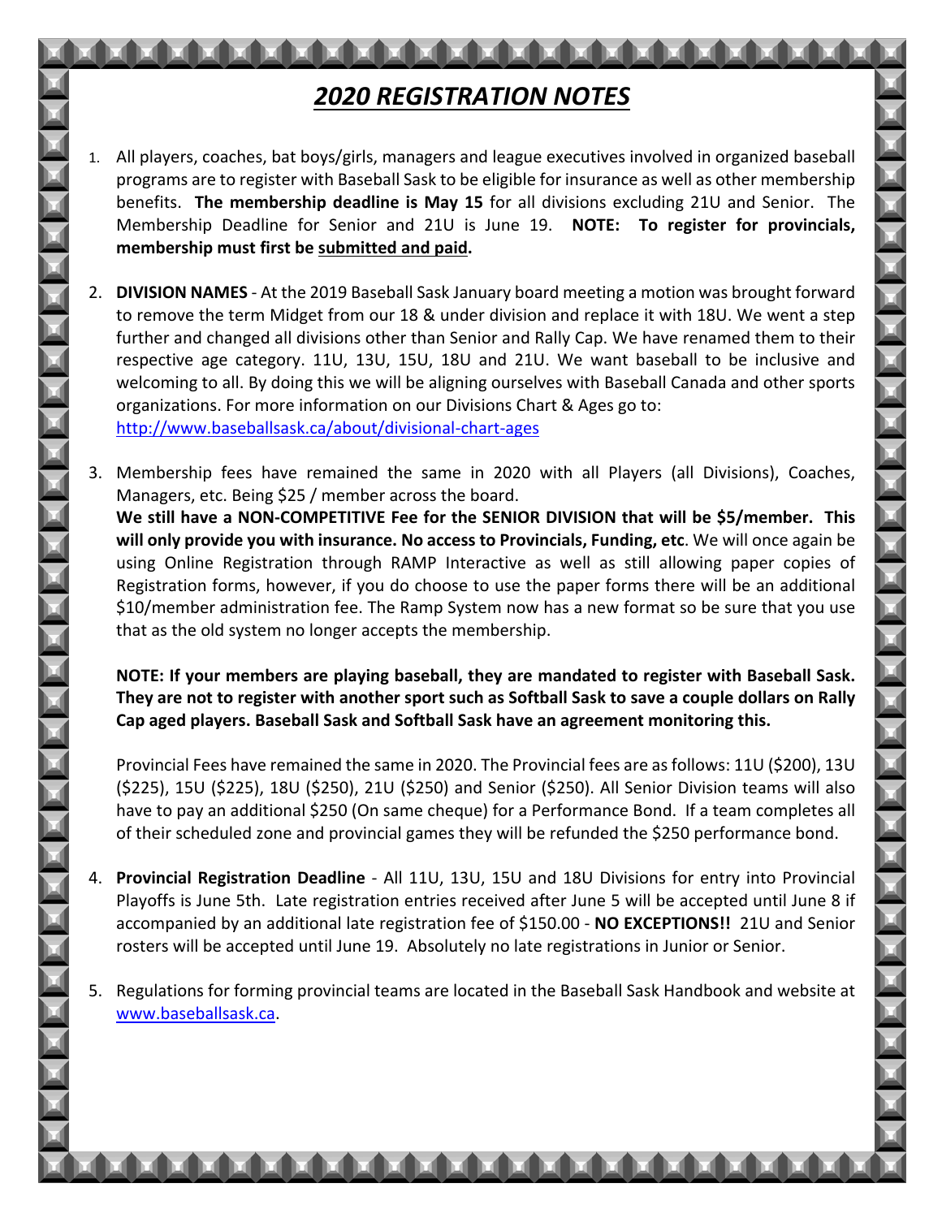# *2020 REGISTRATION NOTES*

1. All players, coaches, bat boys/girls, managers and league executives involved in organized baseball programs are to register with Baseball Sask to be eligible for insurance as well as other membership benefits. **The membership deadline is May 15** for all divisions excluding 21U and Senior. The Membership Deadline for Senior and 21U is June 19. **NOTE: To register for provincials, membership must first be submitted and paid.**

2. **DIVISION NAMES** - At the 2019 Baseball Sask January board meeting a motion was brought forward to remove the term Midget from our 18 & under division and replace it with 18U. We went a step further and changed all divisions other than Senior and Rally Cap. We have renamed them to their respective age category. 11U, 13U, 15U, 18U and 21U. We want baseball to be inclusive and welcoming to all. By doing this we will be aligning ourselves with Baseball Canada and other sports organizations. For more information on our Divisions Chart & Ages go to: http://www.baseballsask.ca/about/divisional-chart-ages

3. Membership fees have remained the same in 2020 with all Players (all Divisions), Coaches, Managers, etc. Being $25 / member across the board.
   **We still have a NON-COMPETITIVE Fee for the SENIOR DIVISION that will be $5/member. This will only provide you with insurance. No access to Provincials, Funding, etc**. We will once again be using Online Registration through RAMP Interactive as well as still allowing paper copies of Registration forms, however, if you do choose to use the paper forms there will be an additional $10/member administration fee. The Ramp System now has a new format so be sure that you use that as the old system no longer accepts the membership.

   **NOTE: If your members are playing baseball, they are mandated to register with Baseball Sask. They are not to register with another sport such as Softball Sask to save a couple dollars on Rally Cap aged players. Baseball Sask and Softball Sask have an agreement monitoring this.**

   Provincial Fees have remained the same in 2020. The Provincial fees are as follows: 11U ($200), 13U ($225), 15U ($225), 18U ($250), 21U ($250) and Senior ($250). All Senior Division teams will also have to pay an additional $250 (On same cheque) for a Performance Bond. If a team completes all of their scheduled zone and provincial games they will be refunded the $250 performance bond.

4. **Provincial Registration Deadline** - All 11U, 13U, 15U and 18U Divisions for entry into Provincial Playoffs is June 5th. Late registration entries received after June 5 will be accepted until June 8 if accompanied by an additional late registration fee of $150.00 - **NO EXCEPTIONS!!** 21U and Senior rosters will be accepted until June 19. Absolutely no late registrations in Junior or Senior.

5. Regulations for forming provincial teams are located in the Baseball Sask Handbook and website at www.baseballsask.ca.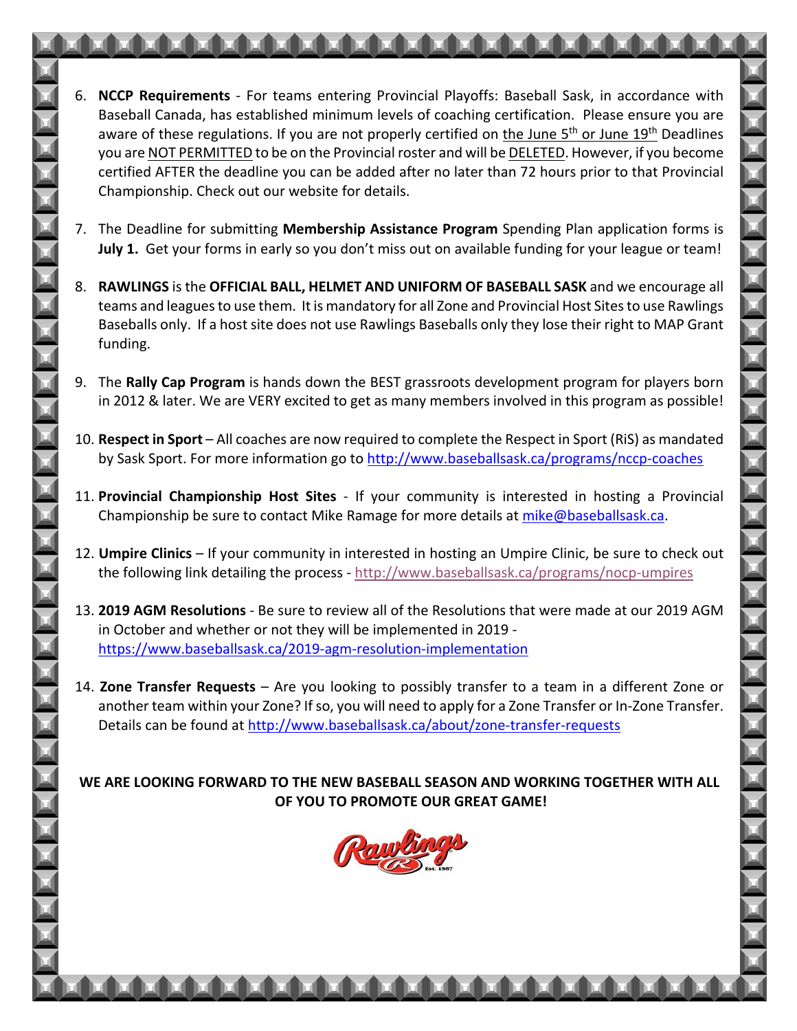6. **NCCP Requirements** - For teams entering Provincial Playoffs: Baseball Sask, in accordance with Baseball Canada, has established minimum levels of coaching certification. Please ensure you are aware of these regulations. If you are not properly certified on the June 5th or June 19th Deadlines you are NOT PERMITTED to be on the Provincial roster and will be DELETED. However, if you become certified AFTER the deadline you can be added after no later than 72 hours prior to that Provincial Championship. Check out our website for details.

7. The Deadline for submitting **Membership Assistance Program** Spending Plan application forms is **July 1.** Get your forms in early so you don't miss out on available funding for your league or team!

8. **RAWLINGS** is the **OFFICIAL BALL, HELMET AND UNIFORM OF BASEBALL SASK** and we encourage all teams and leagues to use them. It is mandatory for all Zone and Provincial Host Sites to use Rawlings Baseballs only. If a host site does not use Rawlings Baseballs only they lose their right to MAP Grant funding.

9. The **Rally Cap Program** is hands down the BEST grassroots development program for players born in 2012 & later. We are VERY excited to get as many members involved in this program as possible!

10. **Respect in Sport** – All coaches are now required to complete the Respect in Sport (RiS) as mandated by Sask Sport. For more information go to http://www.baseballsask.ca/programs/nccp-coaches

11. **Provincial Championship Host Sites** - If your community is interested in hosting a Provincial Championship be sure to contact Mike Ramage for more details at mike@baseballsask.ca.

12. **Umpire Clinics** – If your community in interested in hosting an Umpire Clinic, be sure to check out the following link detailing the process - http://www.baseballsask.ca/programs/nocp-umpires

13. **2019 AGM Resolutions** - Be sure to review all of the Resolutions that were made at our 2019 AGM in October and whether or not they will be implemented in 2019 - https://www.baseballsask.ca/2019-agm-resolution-implementation

14. **Zone Transfer Requests** – Are you looking to possibly transfer to a team in a different Zone or another team within your Zone? If so, you will need to apply for a Zone Transfer or In-Zone Transfer. Details can be found at http://www.baseballsask.ca/about/zone-transfer-requests

**WE ARE LOOKING FORWARD TO THE NEW BASEBALL SEASON AND WORKING TOGETHER WITH ALL OF YOU TO PROMOTE OUR GREAT GAME!**

Rawlings
Est. 1887